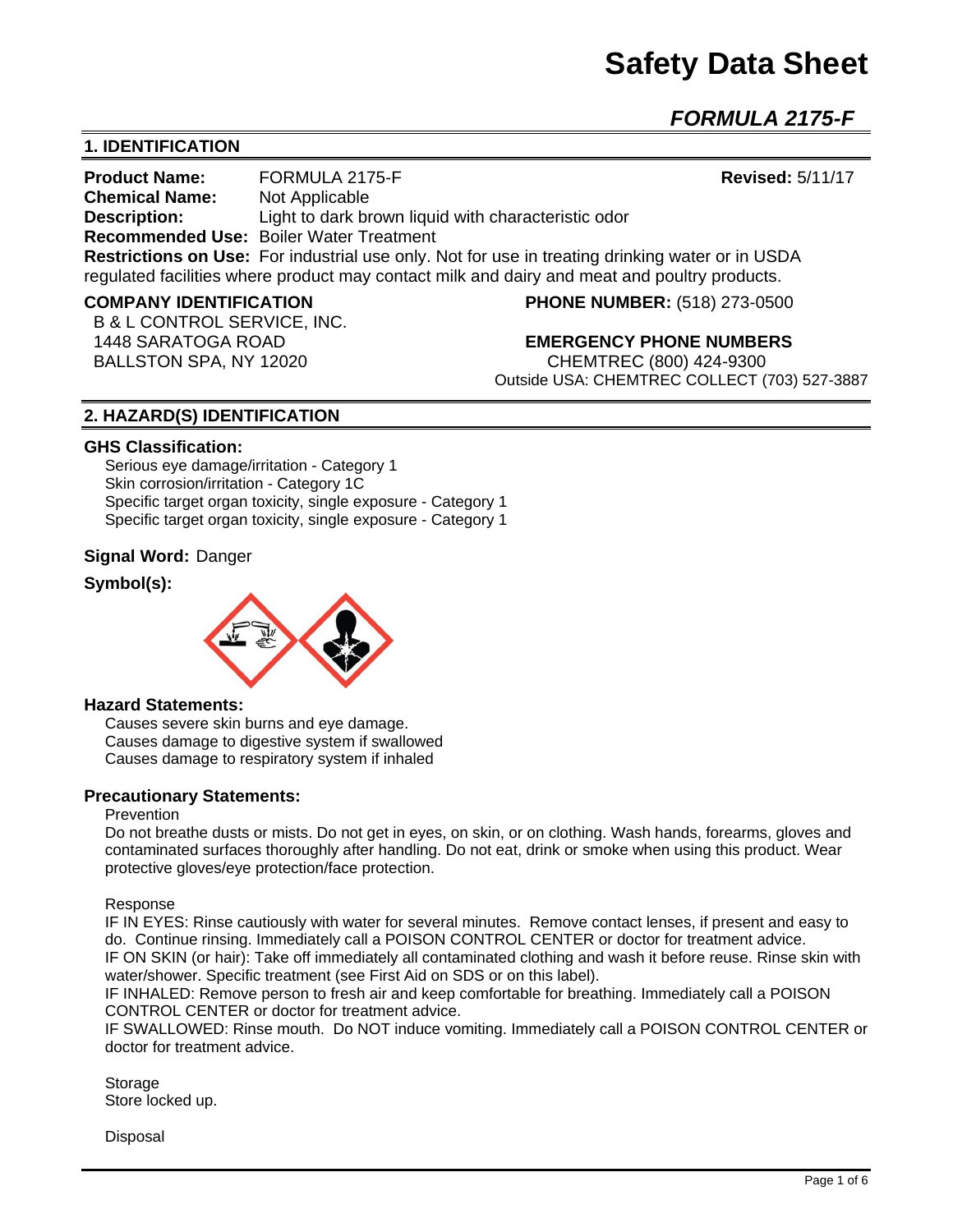# Safety Data Sheet

## *FORMULA 2175-F*

## 1. IDENTIFICATION

**Product Name:** FORMULA 2175-F **Revised:** 5/11/17
**Chemical Name:** Not Applicable
**Description:** Light to dark brown liquid with characteristic odor
**Recommended Use:** Boiler Water Treatment
**Restrictions on Use:** For industrial use only. Not for use in treating drinking water or in USDA regulated facilities where product may contact milk and dairy and meat and poultry products.

**COMPANY IDENTIFICATION**
B & L CONTROL SERVICE, INC.
1448 SARATOGA ROAD
BALLSTON SPA, NY 12020

**PHONE NUMBER:** (518) 273-0500

**EMERGENCY PHONE NUMBERS**
CHEMTREC (800) 424-9300
Outside USA: CHEMTREC COLLECT (703) 527-3887

## 2. HAZARD(S) IDENTIFICATION

### GHS Classification:

Serious eye damage/irritation - Category 1
Skin corrosion/irritation - Category 1C
Specific target organ toxicity, single exposure - Category 1
Specific target organ toxicity, single exposure - Category 1

**Signal Word:** Danger

**Symbol(s):**

### Hazard Statements:

Causes severe skin burns and eye damage.
Causes damage to digestive system if swallowed
Causes damage to respiratory system if inhaled

### Precautionary Statements:

Prevention

Do not breathe dusts or mists. Do not get in eyes, on skin, or on clothing. Wash hands, forearms, gloves and contaminated surfaces thoroughly after handling. Do not eat, drink or smoke when using this product. Wear protective gloves/eye protection/face protection.

Response

IF IN EYES: Rinse cautiously with water for several minutes. Remove contact lenses, if present and easy to do. Continue rinsing. Immediately call a POISON CONTROL CENTER or doctor for treatment advice.
IF ON SKIN (or hair): Take off immediately all contaminated clothing and wash it before reuse. Rinse skin with water/shower. Specific treatment (see First Aid on SDS or on this label).
IF INHALED: Remove person to fresh air and keep comfortable for breathing. Immediately call a POISON CONTROL CENTER or doctor for treatment advice.
IF SWALLOWED: Rinse mouth. Do NOT induce vomiting. Immediately call a POISON CONTROL CENTER or doctor for treatment advice.

Storage

Store locked up.

Disposal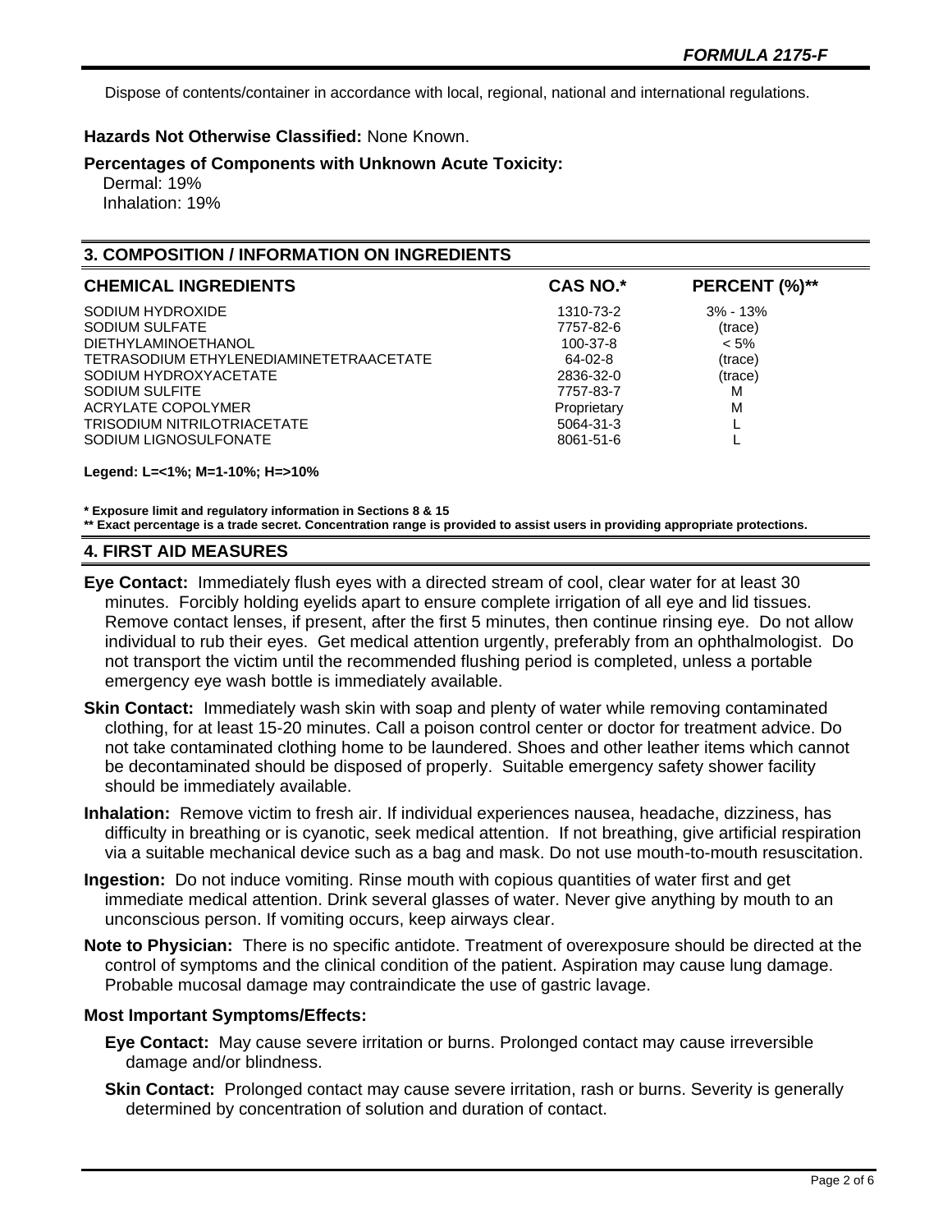Dispose of contents/container in accordance with local, regional, national and international regulations.

**Hazards Not Otherwise Classified:** None Known.

**Percentages of Components with Unknown Acute Toxicity:**
Dermal: 19%
Inhalation: 19%

## 3. COMPOSITION / INFORMATION ON INGREDIENTS

| CHEMICAL INGREDIENTS | CAS NO.* | PERCENT (%)** |
|---|---|---|
| SODIUM HYDROXIDE | 1310-73-2 | 3% - 13% |
| SODIUM SULFATE | 7757-82-6 | (trace) |
| DIETHYLAMINOETHANOL | 100-37-8 | < 5% |
| TETRASODIUM ETHYLENEDIAMINETETRAACETATE | 64-02-8 | (trace) |
| SODIUM HYDROXYACETATE | 2836-32-0 | (trace) |
| SODIUM SULFITE | 7757-83-7 | M |
| ACRYLATE COPOLYMER | Proprietary | M |
| TRISODIUM NITRILOTRIACETATE | 5064-31-3 | L |
| SODIUM LIGNOSULFONATE | 8061-51-6 | L |

**Legend: L=<1%; M=1-10%; H=>10%**

**\* Exposure limit and regulatory information in Sections 8 & 15**
**\*\* Exact percentage is a trade secret. Concentration range is provided to assist users in providing appropriate protections.**

## 4. FIRST AID MEASURES

**Eye Contact:** Immediately flush eyes with a directed stream of cool, clear water for at least 30 minutes. Forcibly holding eyelids apart to ensure complete irrigation of all eye and lid tissues. Remove contact lenses, if present, after the first 5 minutes, then continue rinsing eye. Do not allow individual to rub their eyes. Get medical attention urgently, preferably from an ophthalmologist. Do not transport the victim until the recommended flushing period is completed, unless a portable emergency eye wash bottle is immediately available.

**Skin Contact:** Immediately wash skin with soap and plenty of water while removing contaminated clothing, for at least 15-20 minutes. Call a poison control center or doctor for treatment advice. Do not take contaminated clothing home to be laundered. Shoes and other leather items which cannot be decontaminated should be disposed of properly. Suitable emergency safety shower facility should be immediately available.

**Inhalation:** Remove victim to fresh air. If individual experiences nausea, headache, dizziness, has difficulty in breathing or is cyanotic, seek medical attention. If not breathing, give artificial respiration via a suitable mechanical device such as a bag and mask. Do not use mouth-to-mouth resuscitation.

**Ingestion:** Do not induce vomiting. Rinse mouth with copious quantities of water first and get immediate medical attention. Drink several glasses of water. Never give anything by mouth to an unconscious person. If vomiting occurs, keep airways clear.

**Note to Physician:** There is no specific antidote. Treatment of overexposure should be directed at the control of symptoms and the clinical condition of the patient. Aspiration may cause lung damage. Probable mucosal damage may contraindicate the use of gastric lavage.

**Most Important Symptoms/Effects:**

**Eye Contact:** May cause severe irritation or burns. Prolonged contact may cause irreversible damage and/or blindness.

**Skin Contact:** Prolonged contact may cause severe irritation, rash or burns. Severity is generally determined by concentration of solution and duration of contact.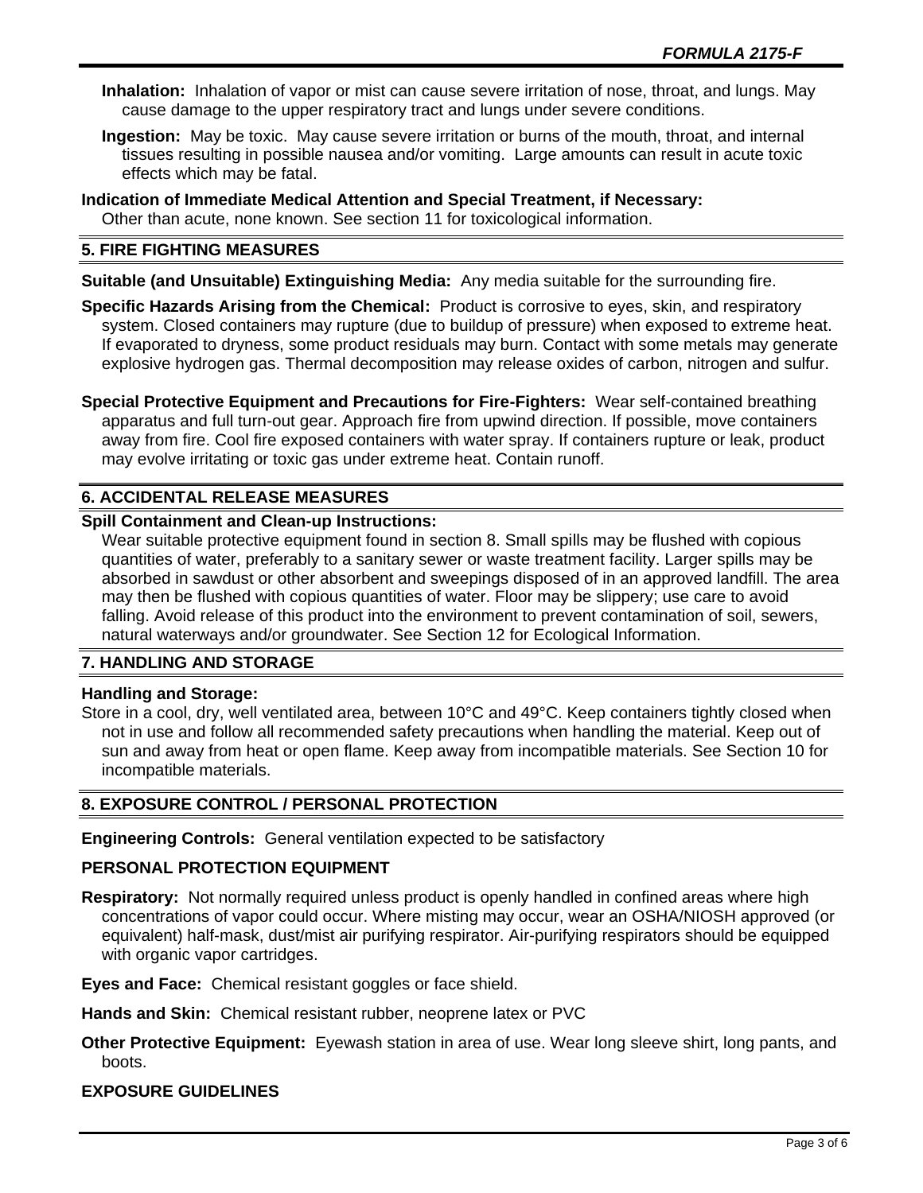**Inhalation:** Inhalation of vapor or mist can cause severe irritation of nose, throat, and lungs. May cause damage to the upper respiratory tract and lungs under severe conditions.

**Ingestion:** May be toxic. May cause severe irritation or burns of the mouth, throat, and internal tissues resulting in possible nausea and/or vomiting. Large amounts can result in acute toxic effects which may be fatal.

**Indication of Immediate Medical Attention and Special Treatment, if Necessary:**
Other than acute, none known. See section 11 for toxicological information.

## 5. FIRE FIGHTING MEASURES

**Suitable (and Unsuitable) Extinguishing Media:** Any media suitable for the surrounding fire.

**Specific Hazards Arising from the Chemical:** Product is corrosive to eyes, skin, and respiratory system. Closed containers may rupture (due to buildup of pressure) when exposed to extreme heat. If evaporated to dryness, some product residuals may burn. Contact with some metals may generate explosive hydrogen gas. Thermal decomposition may release oxides of carbon, nitrogen and sulfur.

**Special Protective Equipment and Precautions for Fire-Fighters:** Wear self-contained breathing apparatus and full turn-out gear. Approach fire from upwind direction. If possible, move containers away from fire. Cool fire exposed containers with water spray. If containers rupture or leak, product may evolve irritating or toxic gas under extreme heat. Contain runoff.

## 6. ACCIDENTAL RELEASE MEASURES

**Spill Containment and Clean-up Instructions:**
Wear suitable protective equipment found in section 8. Small spills may be flushed with copious quantities of water, preferably to a sanitary sewer or waste treatment facility. Larger spills may be absorbed in sawdust or other absorbent and sweepings disposed of in an approved landfill. The area may then be flushed with copious quantities of water. Floor may be slippery; use care to avoid falling. Avoid release of this product into the environment to prevent contamination of soil, sewers, natural waterways and/or groundwater. See Section 12 for Ecological Information.

## 7. HANDLING AND STORAGE

**Handling and Storage:**
Store in a cool, dry, well ventilated area, between 10°C and 49°C. Keep containers tightly closed when not in use and follow all recommended safety precautions when handling the material. Keep out of sun and away from heat or open flame. Keep away from incompatible materials. See Section 10 for incompatible materials.

## 8. EXPOSURE CONTROL / PERSONAL PROTECTION

**Engineering Controls:** General ventilation expected to be satisfactory

### PERSONAL PROTECTION EQUIPMENT

**Respiratory:** Not normally required unless product is openly handled in confined areas where high concentrations of vapor could occur. Where misting may occur, wear an OSHA/NIOSH approved (or equivalent) half-mask, dust/mist air purifying respirator. Air-purifying respirators should be equipped with organic vapor cartridges.

**Eyes and Face:** Chemical resistant goggles or face shield.

**Hands and Skin:** Chemical resistant rubber, neoprene latex or PVC

**Other Protective Equipment:** Eyewash station in area of use. Wear long sleeve shirt, long pants, and boots.

### EXPOSURE GUIDELINES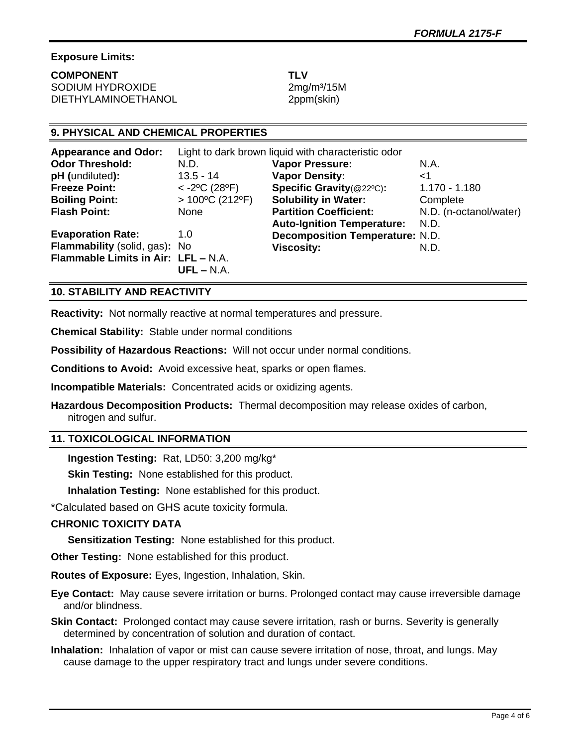**Exposure Limits:**

| COMPONENT | TLV |
|---|---|
| SODIUM HYDROXIDE | 2mg/m³/15M |
| DIETHYLAMINOETHANOL | 2ppm(skin) |

## 9. PHYSICAL AND CHEMICAL PROPERTIES

**Appearance and Odor:** Light to dark brown liquid with characteristic odor

| | | | |
|---|---|---|---|
| **Odor Threshold:** | N.D. | **Vapor Pressure:** | N.A. |
| **pH (**undiluted**):** | 13.5 - 14 | **Vapor Density:** | <1 |
| **Freeze Point:** | < -2ºC (28ºF) | **Specific Gravity**(@22ºC)**:** | 1.170 - 1.180 |
| **Boiling Point:** | > 100ºC (212ºF) | **Solubility in Water:** | Complete |
| **Flash Point:** | None | **Partition Coefficient:** | N.D. (n-octanol/water) |
| | | **Auto-Ignition Temperature:** | N.D. |
| **Evaporation Rate:** | 1.0 | **Decomposition Temperature:** | N.D. |
| **Flammability** (solid, gas)**:** | No | **Viscosity:** | N.D. |
| **Flammable Limits in Air:** | **LFL –** N.A. **UFL –** N.A. | | |

## 10. STABILITY AND REACTIVITY

**Reactivity:** Not normally reactive at normal temperatures and pressure.

**Chemical Stability:** Stable under normal conditions

**Possibility of Hazardous Reactions:** Will not occur under normal conditions.

**Conditions to Avoid:** Avoid excessive heat, sparks or open flames.

**Incompatible Materials:** Concentrated acids or oxidizing agents.

**Hazardous Decomposition Products:** Thermal decomposition may release oxides of carbon, nitrogen and sulfur.

## 11. TOXICOLOGICAL INFORMATION

**Ingestion Testing:** Rat, LD50: 3,200 mg/kg*

**Skin Testing:** None established for this product.

**Inhalation Testing:** None established for this product.

*Calculated based on GHS acute toxicity formula.

**CHRONIC TOXICITY DATA**

**Sensitization Testing:** None established for this product.

**Other Testing:** None established for this product.

**Routes of Exposure:** Eyes, Ingestion, Inhalation, Skin.

**Eye Contact:** May cause severe irritation or burns. Prolonged contact may cause irreversible damage and/or blindness.

**Skin Contact:** Prolonged contact may cause severe irritation, rash or burns. Severity is generally determined by concentration of solution and duration of contact.

**Inhalation:** Inhalation of vapor or mist can cause severe irritation of nose, throat, and lungs. May cause damage to the upper respiratory tract and lungs under severe conditions.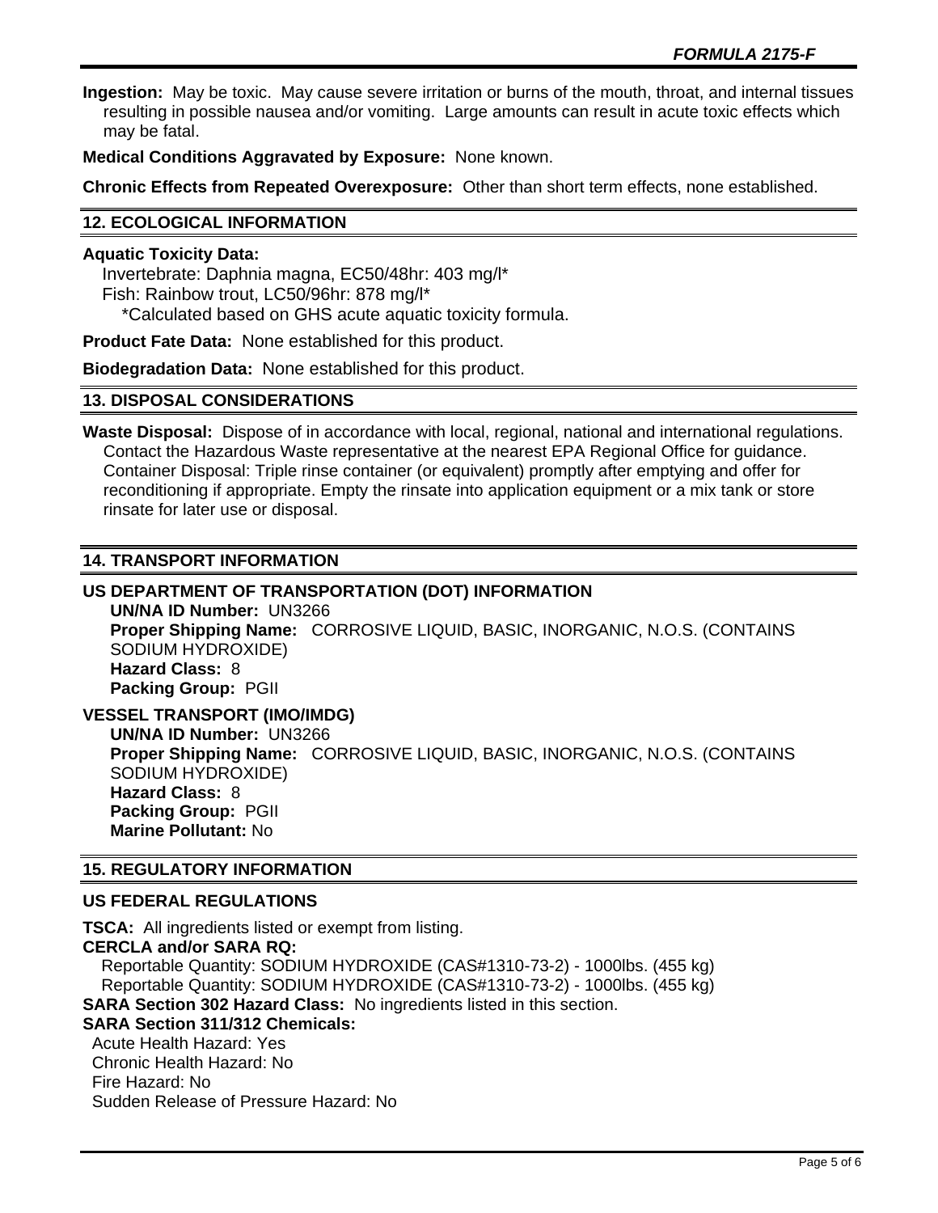**Ingestion:** May be toxic. May cause severe irritation or burns of the mouth, throat, and internal tissues resulting in possible nausea and/or vomiting. Large amounts can result in acute toxic effects which may be fatal.

**Medical Conditions Aggravated by Exposure:** None known.

**Chronic Effects from Repeated Overexposure:** Other than short term effects, none established.

## 12. ECOLOGICAL INFORMATION

**Aquatic Toxicity Data:**

Invertebrate: Daphnia magna, EC50/48hr: 403 mg/l*
Fish: Rainbow trout, LC50/96hr: 878 mg/l*
*Calculated based on GHS acute aquatic toxicity formula.

**Product Fate Data:** None established for this product.

**Biodegradation Data:** None established for this product.

## 13. DISPOSAL CONSIDERATIONS

**Waste Disposal:** Dispose of in accordance with local, regional, national and international regulations. Contact the Hazardous Waste representative at the nearest EPA Regional Office for guidance. Container Disposal: Triple rinse container (or equivalent) promptly after emptying and offer for reconditioning if appropriate. Empty the rinsate into application equipment or a mix tank or store rinsate for later use or disposal.

## 14. TRANSPORT INFORMATION

### US DEPARTMENT OF TRANSPORTATION (DOT) INFORMATION

**UN/NA ID Number:** UN3266
**Proper Shipping Name:** CORROSIVE LIQUID, BASIC, INORGANIC, N.O.S. (CONTAINS SODIUM HYDROXIDE)
**Hazard Class:** 8
**Packing Group:** PGII

### VESSEL TRANSPORT (IMO/IMDG)

**UN/NA ID Number:** UN3266
**Proper Shipping Name:** CORROSIVE LIQUID, BASIC, INORGANIC, N.O.S. (CONTAINS SODIUM HYDROXIDE)
**Hazard Class:** 8
**Packing Group:** PGII
**Marine Pollutant:** No

## 15. REGULATORY INFORMATION

### US FEDERAL REGULATIONS

**TSCA:** All ingredients listed or exempt from listing.
**CERCLA and/or SARA RQ:**
Reportable Quantity: SODIUM HYDROXIDE (CAS#1310-73-2) - 1000lbs. (455 kg)
Reportable Quantity: SODIUM HYDROXIDE (CAS#1310-73-2) - 1000lbs. (455 kg)
**SARA Section 302 Hazard Class:** No ingredients listed in this section.
**SARA Section 311/312 Chemicals:**
Acute Health Hazard: Yes
Chronic Health Hazard: No
Fire Hazard: No
Sudden Release of Pressure Hazard: No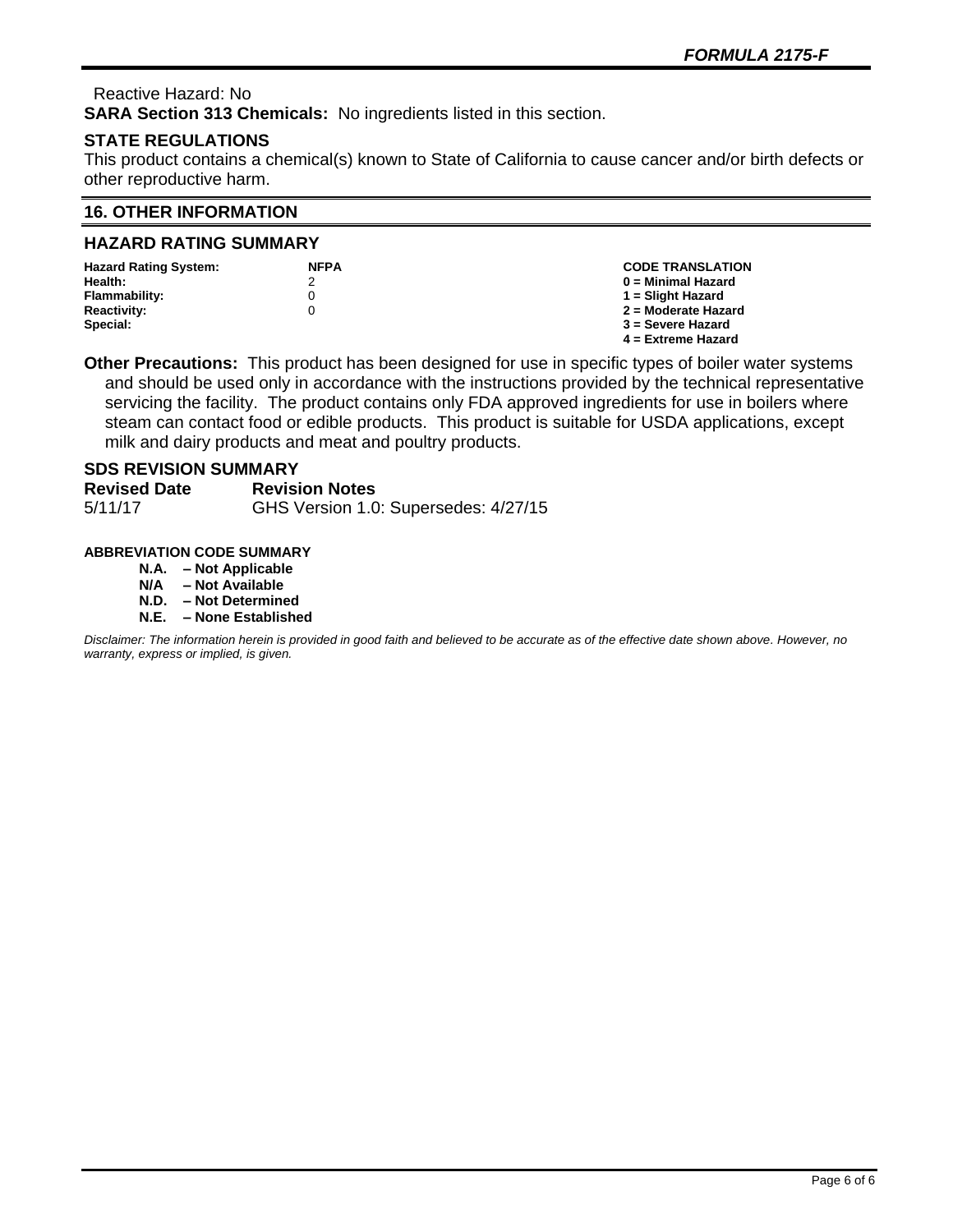Reactive Hazard: No

**SARA Section 313 Chemicals:** No ingredients listed in this section.

### STATE REGULATIONS

This product contains a chemical(s) known to State of California to cause cancer and/or birth defects or other reproductive harm.

## 16. OTHER INFORMATION

### HAZARD RATING SUMMARY

| Hazard Rating System: | NFPA | CODE TRANSLATION |
| --- | --- | --- |
| Health: | 2 | 0 = Minimal Hazard |
| Flammability: | 0 | 1 = Slight Hazard |
| Reactivity: | 0 | 2 = Moderate Hazard |
| Special: | | 3 = Severe Hazard |
| | | 4 = Extreme Hazard |

**Other Precautions:** This product has been designed for use in specific types of boiler water systems and should be used only in accordance with the instructions provided by the technical representative servicing the facility. The product contains only FDA approved ingredients for use in boilers where steam can contact food or edible products. This product is suitable for USDA applications, except milk and dairy products and meat and poultry products.

### SDS REVISION SUMMARY

| Revised Date | Revision Notes |
| --- | --- |
| 5/11/17 | GHS Version 1.0: Supersedes: 4/27/15 |

**ABBREVIATION CODE SUMMARY**

- **N.A. – Not Applicable**
- **N/A – Not Available**
- **N.D. – Not Determined**
- **N.E. – None Established**

*Disclaimer: The information herein is provided in good faith and believed to be accurate as of the effective date shown above. However, no warranty, express or implied, is given.*